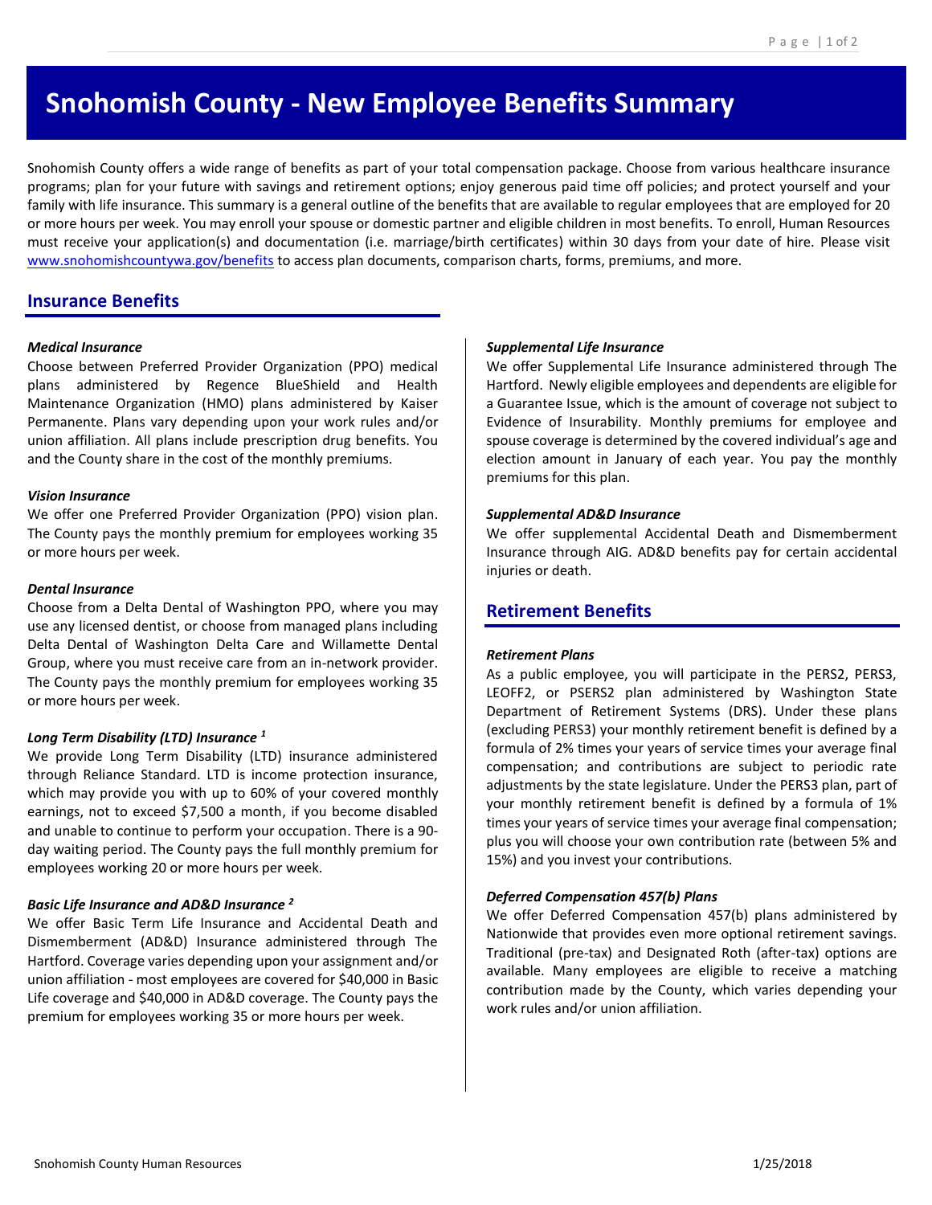# Snohomish County - New Employee Benefits Summary

Snohomish County offers a wide range of benefits as part of your total compensation package. Choose from various healthcare insurance programs; plan for your future with savings and retirement options; enjoy generous paid time off policies; and protect yourself and your family with life insurance. This summary is a general outline of the benefits that are available to regular employees that are employed for 20 or more hours per week. You may enroll your spouse or domestic partner and eligible children in most benefits. To enroll, Human Resources must receive your application(s) and documentation (i.e. marriage/birth certificates) within 30 days from your date of hire. Please visit [www.snohomishcountywa.gov/benefits](http://www.snohomishcountywa.gov/benefits) to access plan documents, comparison charts, forms, premiums, and more.

## Insurance Benefits

***Medical Insurance***

Choose between Preferred Provider Organization (PPO) medical plans administered by Regence BlueShield and Health Maintenance Organization (HMO) plans administered by Kaiser Permanente. Plans vary depending upon your work rules and/or union affiliation. All plans include prescription drug benefits. You and the County share in the cost of the monthly premiums.

***Vision Insurance***

We offer one Preferred Provider Organization (PPO) vision plan. The County pays the monthly premium for employees working 35 or more hours per week.

***Dental Insurance***

Choose from a Delta Dental of Washington PPO, where you may use any licensed dentist, or choose from managed plans including Delta Dental of Washington Delta Care and Willamette Dental Group, where you must receive care from an in-network provider. The County pays the monthly premium for employees working 35 or more hours per week.

***Long Term Disability (LTD) Insurance [1]***

We provide Long Term Disability (LTD) insurance administered through Reliance Standard. LTD is income protection insurance, which may provide you with up to 60% of your covered monthly earnings, not to exceed $7,500 a month, if you become disabled and unable to continue to perform your occupation. There is a 90-day waiting period. The County pays the full monthly premium for employees working 20 or more hours per week.

***Basic Life Insurance and AD&D Insurance [2]***

We offer Basic Term Life Insurance and Accidental Death and Dismemberment (AD&D) Insurance administered through The Hartford. Coverage varies depending upon your assignment and/or union affiliation - most employees are covered for $40,000 in Basic Life coverage and $40,000 in AD&D coverage. The County pays the premium for employees working 35 or more hours per week.

***Supplemental Life Insurance***

We offer Supplemental Life Insurance administered through The Hartford. Newly eligible employees and dependents are eligible for a Guarantee Issue, which is the amount of coverage not subject to Evidence of Insurability. Monthly premiums for employee and spouse coverage is determined by the covered individual's age and election amount in January of each year. You pay the monthly premiums for this plan.

***Supplemental AD&D Insurance***

We offer supplemental Accidental Death and Dismemberment Insurance through AIG. AD&D benefits pay for certain accidental injuries or death.

## Retirement Benefits

***Retirement Plans***

As a public employee, you will participate in the PERS2, PERS3, LEOFF2, or PSERS2 plan administered by Washington State Department of Retirement Systems (DRS). Under these plans (excluding PERS3) your monthly retirement benefit is defined by a formula of 2% times your years of service times your average final compensation; and contributions are subject to periodic rate adjustments by the state legislature. Under the PERS3 plan, part of your monthly retirement benefit is defined by a formula of 1% times your years of service times your average final compensation; plus you will choose your own contribution rate (between 5% and 15%) and you invest your contributions.

***Deferred Compensation 457(b) Plans***

We offer Deferred Compensation 457(b) plans administered by Nationwide that provides even more optional retirement savings. Traditional (pre-tax) and Designated Roth (after-tax) options are available. Many employees are eligible to receive a matching contribution made by the County, which varies depending your work rules and/or union affiliation.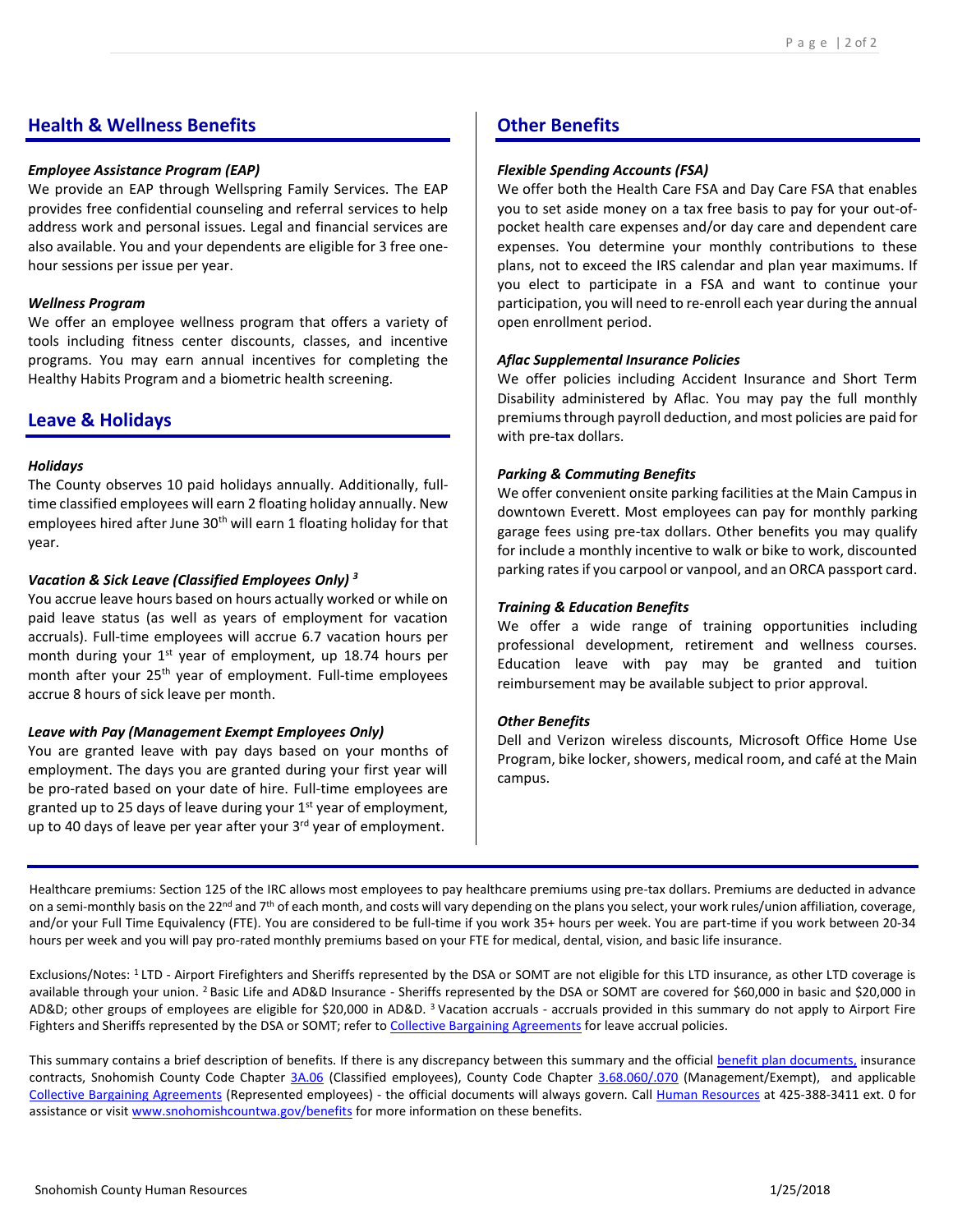## Health & Wellness Benefits

### *Employee Assistance Program (EAP)*

We provide an EAP through Wellspring Family Services. The EAP provides free confidential counseling and referral services to help address work and personal issues. Legal and financial services are also available. You and your dependents are eligible for 3 free one-hour sessions per issue per year.

### *Wellness Program*

We offer an employee wellness program that offers a variety of tools including fitness center discounts, classes, and incentive programs. You may earn annual incentives for completing the Healthy Habits Program and a biometric health screening.

## Leave & Holidays

### *Holidays*

The County observes 10 paid holidays annually. Additionally, full-time classified employees will earn 2 floating holiday annually. New employees hired after June 30th will earn 1 floating holiday for that year.

### *Vacation & Sick Leave (Classified Employees Only) [3]*

You accrue leave hours based on hours actually worked or while on paid leave status (as well as years of employment for vacation accruals). Full-time employees will accrue 6.7 vacation hours per month during your 1st year of employment, up 18.74 hours per month after your 25th year of employment. Full-time employees accrue 8 hours of sick leave per month.

### *Leave with Pay (Management Exempt Employees Only)*

You are granted leave with pay days based on your months of employment. The days you are granted during your first year will be pro-rated based on your date of hire. Full-time employees are granted up to 25 days of leave during your 1st year of employment, up to 40 days of leave per year after your 3rd year of employment.

## Other Benefits

### *Flexible Spending Accounts (FSA)*

We offer both the Health Care FSA and Day Care FSA that enables you to set aside money on a tax free basis to pay for your out-of-pocket health care expenses and/or day care and dependent care expenses. You determine your monthly contributions to these plans, not to exceed the IRS calendar and plan year maximums. If you elect to participate in a FSA and want to continue your participation, you will need to re-enroll each year during the annual open enrollment period.

### *Aflac Supplemental Insurance Policies*

We offer policies including Accident Insurance and Short Term Disability administered by Aflac. You may pay the full monthly premiums through payroll deduction, and most policies are paid for with pre-tax dollars.

### *Parking & Commuting Benefits*

We offer convenient onsite parking facilities at the Main Campus in downtown Everett. Most employees can pay for monthly parking garage fees using pre-tax dollars. Other benefits you may qualify for include a monthly incentive to walk or bike to work, discounted parking rates if you carpool or vanpool, and an ORCA passport card.

### *Training & Education Benefits*

We offer a wide range of training opportunities including professional development, retirement and wellness courses. Education leave with pay may be granted and tuition reimbursement may be available subject to prior approval.

### *Other Benefits*

Dell and Verizon wireless discounts, Microsoft Office Home Use Program, bike locker, showers, medical room, and café at the Main campus.

---

Healthcare premiums: Section 125 of the IRC allows most employees to pay healthcare premiums using pre-tax dollars. Premiums are deducted in advance on a semi-monthly basis on the 22nd and 7th of each month, and costs will vary depending on the plans you select, your work rules/union affiliation, coverage, and/or your Full Time Equivalency (FTE). You are considered to be full-time if you work 35+ hours per week. You are part-time if you work between 20-34 hours per week and you will pay pro-rated monthly premiums based on your FTE for medical, dental, vision, and basic life insurance.

Exclusions/Notes: [1] LTD - Airport Firefighters and Sheriffs represented by the DSA or SOMT are not eligible for this LTD insurance, as other LTD coverage is available through your union. [2] Basic Life and AD&D Insurance - Sheriffs represented by the DSA or SOMT are covered for $60,000 in basic and $20,000 in AD&D; other groups of employees are eligible for $20,000 in AD&D. [3] Vacation accruals - accruals provided in this summary do not apply to Airport Fire Fighters and Sheriffs represented by the DSA or SOMT; refer to Collective Bargaining Agreements for leave accrual policies.

This summary contains a brief description of benefits. If there is any discrepancy between this summary and the official benefit plan documents, insurance contracts, Snohomish County Code Chapter 3A.06 (Classified employees), County Code Chapter 3.68.060/.070 (Management/Exempt), and applicable Collective Bargaining Agreements (Represented employees) - the official documents will always govern. Call Human Resources at 425-388-3411 ext. 0 for assistance or visit www.snohomishcountwa.gov/benefits for more information on these benefits.

Snohomish County Human Resources 1/25/2018